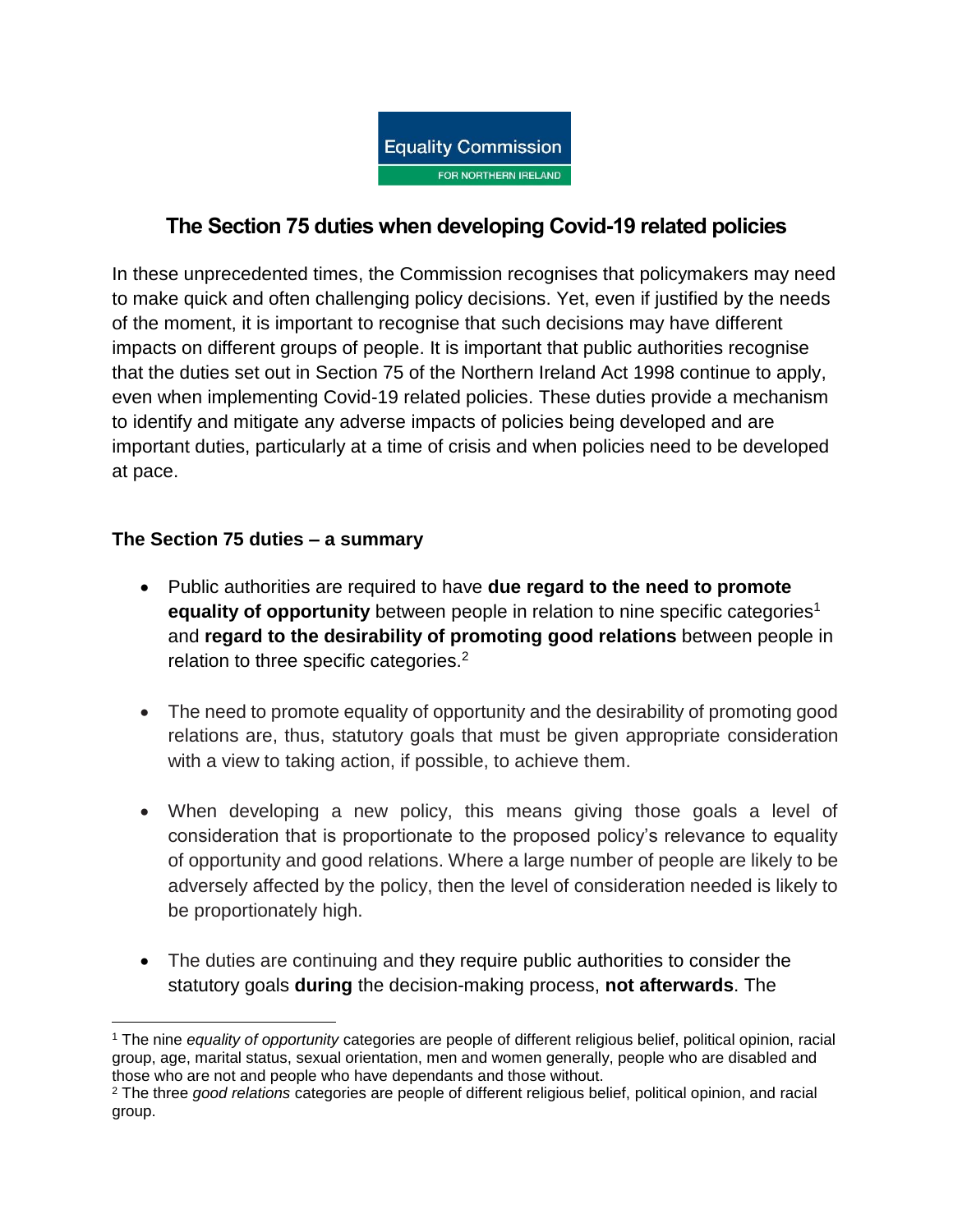Equality Commission

FOR NORTHERN IRELAND

# The Section 75 duties when developing Covid-19 related policies

In these unprecedented times, the Commission recognises that policymakers may need to make quick and often challenging policy decisions. Yet, even if justified by the needs of the moment, it is important to recognise that such decisions may have different impacts on different groups of people. It is important that public authorities recognise that the duties set out in Section 75 of the Northern Ireland Act 1998 continue to apply, even when implementing Covid-19 related policies. These duties provide a mechanism to identify and mitigate any adverse impacts of policies being developed and are important duties, particularly at a time of crisis and when policies need to be developed at pace.

## The Section 75 duties – a summary

- Public authorities are required to have **due regard to the need to promote equality of opportunity** between people in relation to nine specific categories[1] and **regard to the desirability of promoting good relations** between people in relation to three specific categories.[2]

- The need to promote equality of opportunity and the desirability of promoting good relations are, thus, statutory goals that must be given appropriate consideration with a view to taking action, if possible, to achieve them.

- When developing a new policy, this means giving those goals a level of consideration that is proportionate to the proposed policy's relevance to equality of opportunity and good relations. Where a large number of people are likely to be adversely affected by the policy, then the level of consideration needed is likely to be proportionately high.

- The duties are continuing and they require public authorities to consider the statutory goals **during** the decision-making process, **not afterwards**. The

[1] The nine *equality of opportunity* categories are people of different religious belief, political opinion, racial group, age, marital status, sexual orientation, men and women generally, people who are disabled and those who are not and people who have dependants and those without.

[2] The three *good relations* categories are people of different religious belief, political opinion, and racial group.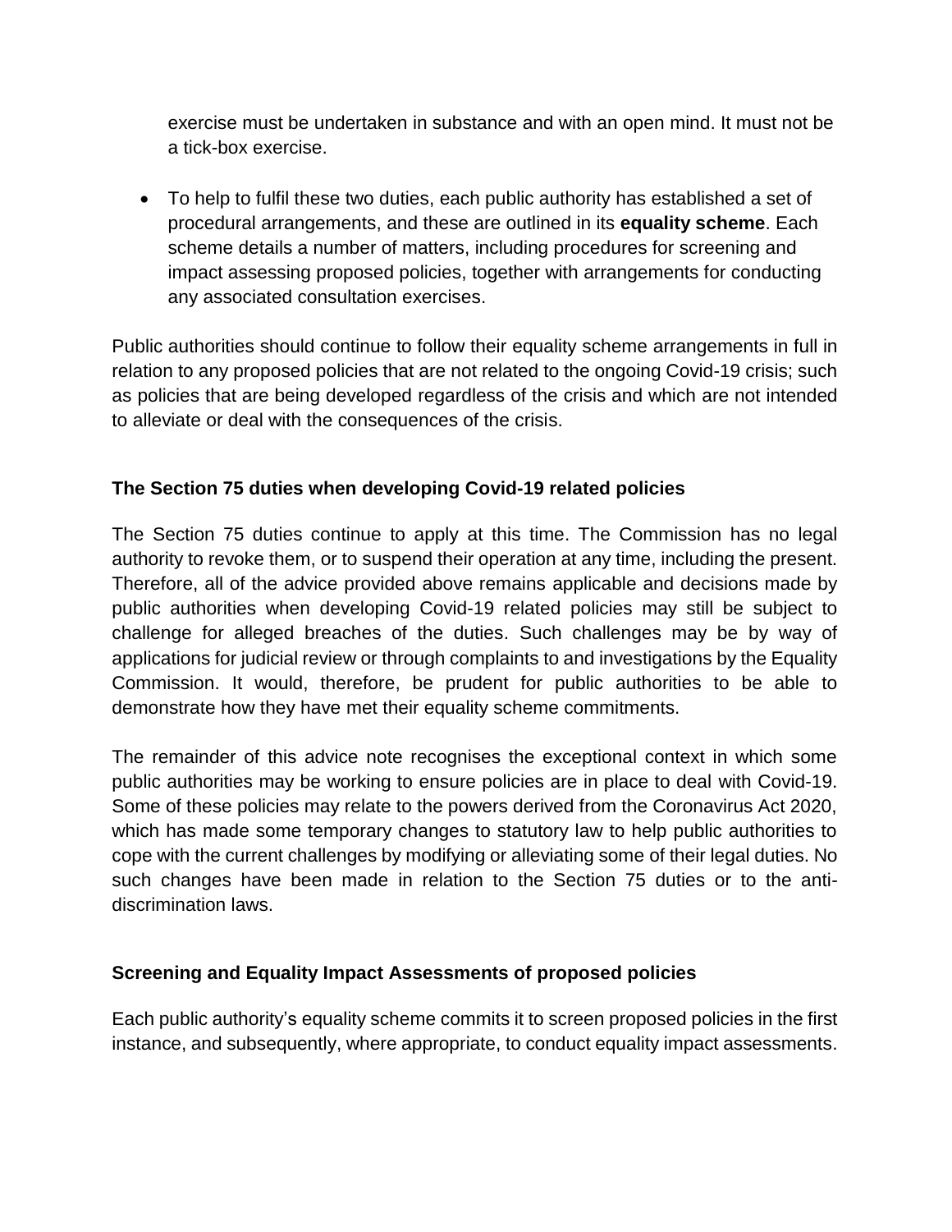exercise must be undertaken in substance and with an open mind. It must not be a tick-box exercise.

- To help to fulfil these two duties, each public authority has established a set of procedural arrangements, and these are outlined in its **equality scheme**. Each scheme details a number of matters, including procedures for screening and impact assessing proposed policies, together with arrangements for conducting any associated consultation exercises.

Public authorities should continue to follow their equality scheme arrangements in full in relation to any proposed policies that are not related to the ongoing Covid-19 crisis; such as policies that are being developed regardless of the crisis and which are not intended to alleviate or deal with the consequences of the crisis.

### The Section 75 duties when developing Covid-19 related policies

The Section 75 duties continue to apply at this time. The Commission has no legal authority to revoke them, or to suspend their operation at any time, including the present. Therefore, all of the advice provided above remains applicable and decisions made by public authorities when developing Covid-19 related policies may still be subject to challenge for alleged breaches of the duties. Such challenges may be by way of applications for judicial review or through complaints to and investigations by the Equality Commission. It would, therefore, be prudent for public authorities to be able to demonstrate how they have met their equality scheme commitments.

The remainder of this advice note recognises the exceptional context in which some public authorities may be working to ensure policies are in place to deal with Covid-19. Some of these policies may relate to the powers derived from the Coronavirus Act 2020, which has made some temporary changes to statutory law to help public authorities to cope with the current challenges by modifying or alleviating some of their legal duties. No such changes have been made in relation to the Section 75 duties or to the anti-discrimination laws.

### Screening and Equality Impact Assessments of proposed policies

Each public authority's equality scheme commits it to screen proposed policies in the first instance, and subsequently, where appropriate, to conduct equality impact assessments.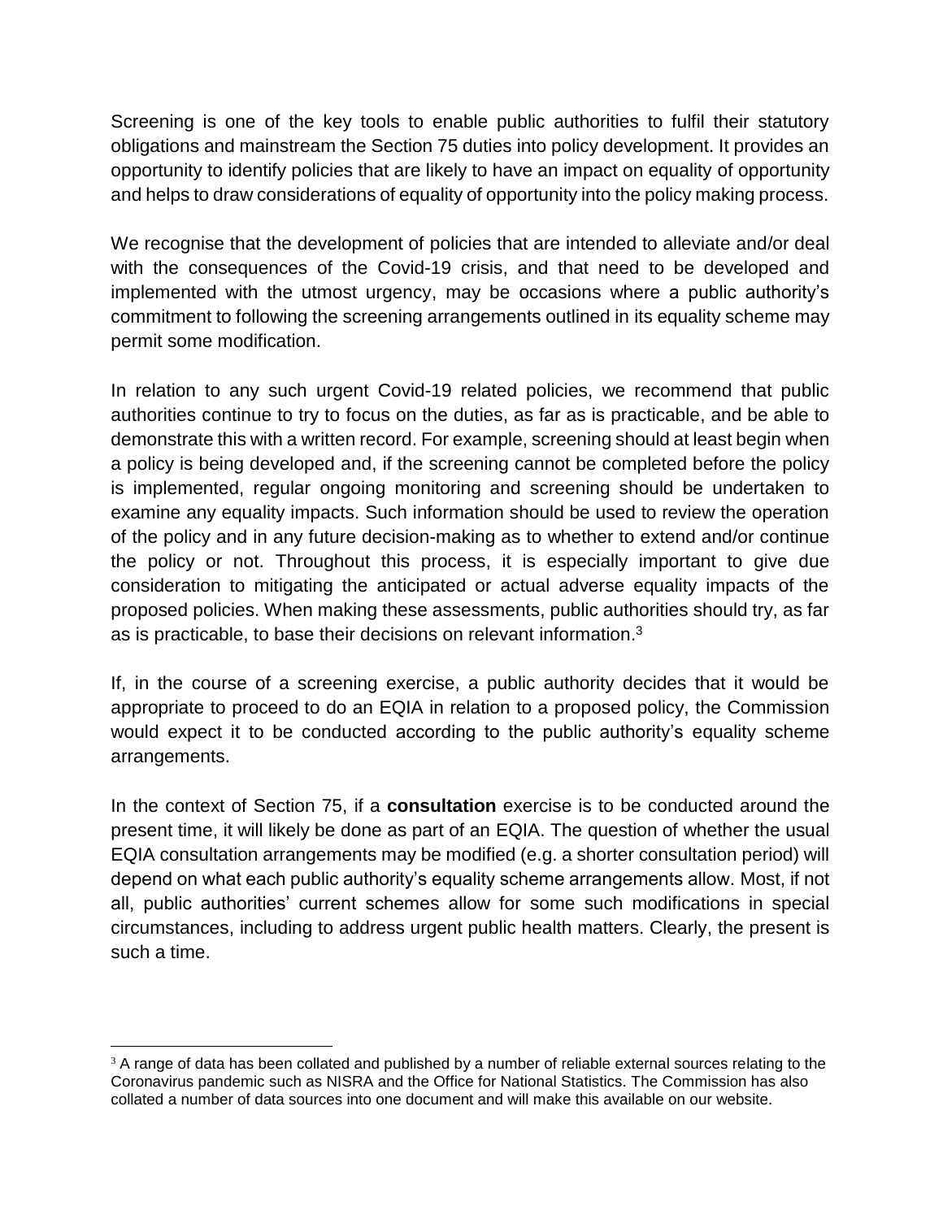Screening is one of the key tools to enable public authorities to fulfil their statutory obligations and mainstream the Section 75 duties into policy development. It provides an opportunity to identify policies that are likely to have an impact on equality of opportunity and helps to draw considerations of equality of opportunity into the policy making process.

We recognise that the development of policies that are intended to alleviate and/or deal with the consequences of the Covid-19 crisis, and that need to be developed and implemented with the utmost urgency, may be occasions where a public authority's commitment to following the screening arrangements outlined in its equality scheme may permit some modification.

In relation to any such urgent Covid-19 related policies, we recommend that public authorities continue to try to focus on the duties, as far as is practicable, and be able to demonstrate this with a written record. For example, screening should at least begin when a policy is being developed and, if the screening cannot be completed before the policy is implemented, regular ongoing monitoring and screening should be undertaken to examine any equality impacts. Such information should be used to review the operation of the policy and in any future decision-making as to whether to extend and/or continue the policy or not. Throughout this process, it is especially important to give due consideration to mitigating the anticipated or actual adverse equality impacts of the proposed policies. When making these assessments, public authorities should try, as far as is practicable, to base their decisions on relevant information.[3]

If, in the course of a screening exercise, a public authority decides that it would be appropriate to proceed to do an EQIA in relation to a proposed policy, the Commission would expect it to be conducted according to the public authority's equality scheme arrangements.

In the context of Section 75, if a **consultation** exercise is to be conducted around the present time, it will likely be done as part of an EQIA. The question of whether the usual EQIA consultation arrangements may be modified (e.g. a shorter consultation period) will depend on what each public authority's equality scheme arrangements allow. Most, if not all, public authorities' current schemes allow for some such modifications in special circumstances, including to address urgent public health matters. Clearly, the present is such a time.

---

[3] A range of data has been collated and published by a number of reliable external sources relating to the Coronavirus pandemic such as NISRA and the Office for National Statistics. The Commission has also collated a number of data sources into one document and will make this available on our website.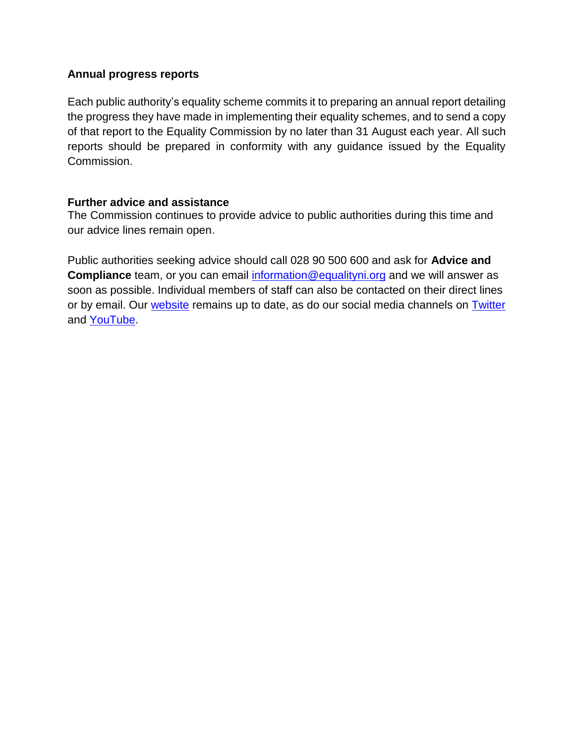**Annual progress reports**

Each public authority's equality scheme commits it to preparing an annual report detailing the progress they have made in implementing their equality schemes, and to send a copy of that report to the Equality Commission by no later than 31 August each year. All such reports should be prepared in conformity with any guidance issued by the Equality Commission.

**Further advice and assistance**

The Commission continues to provide advice to public authorities during this time and our advice lines remain open.

Public authorities seeking advice should call 028 90 500 600 and ask for **Advice and Compliance** team, or you can email information@equalityni.org and we will answer as soon as possible. Individual members of staff can also be contacted on their direct lines or by email. Our website remains up to date, as do our social media channels on Twitter and YouTube.